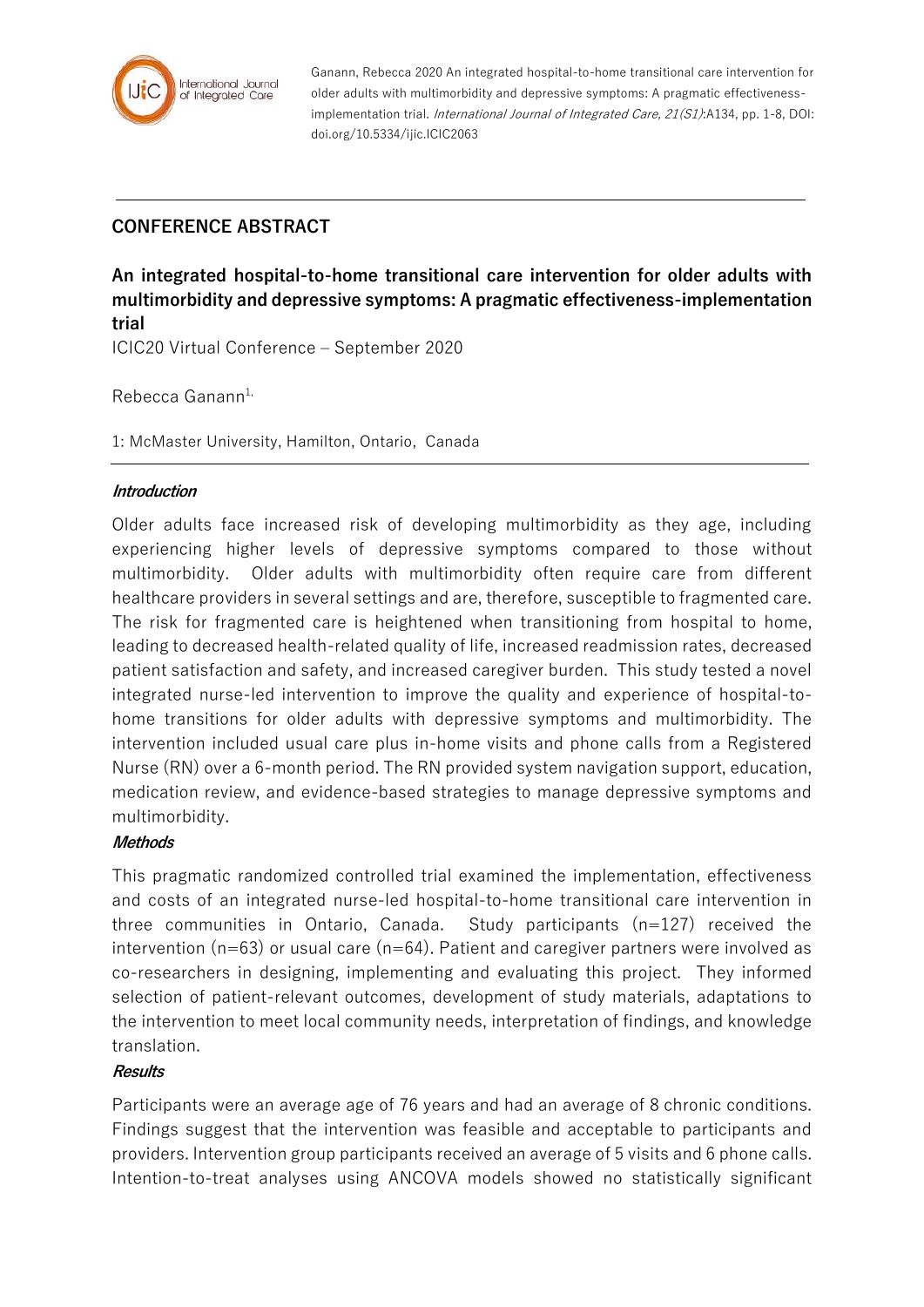Ganann, Rebecca 2020 An integrated hospital-to-home transitional care intervention for older adults with multimorbidity and depressive symptoms: A pragmatic effectiveness-implementation trial. *International Journal of Integrated Care, 21(S1)*:A134, pp. 1-8, DOI: doi.org/10.5334/ijic.ICIC2063

## CONFERENCE ABSTRACT

# An integrated hospital-to-home transitional care intervention for older adults with multimorbidity and depressive symptoms: A pragmatic effectiveness-implementation trial

ICIC20 Virtual Conference – September 2020

Rebecca Ganann[1,]

1: McMaster University, Hamilton, Ontario, Canada

### *Introduction*

Older adults face increased risk of developing multimorbidity as they age, including experiencing higher levels of depressive symptoms compared to those without multimorbidity. Older adults with multimorbidity often require care from different healthcare providers in several settings and are, therefore, susceptible to fragmented care. The risk for fragmented care is heightened when transitioning from hospital to home, leading to decreased health-related quality of life, increased readmission rates, decreased patient satisfaction and safety, and increased caregiver burden. This study tested a novel integrated nurse-led intervention to improve the quality and experience of hospital-to-home transitions for older adults with depressive symptoms and multimorbidity. The intervention included usual care plus in-home visits and phone calls from a Registered Nurse (RN) over a 6-month period. The RN provided system navigation support, education, medication review, and evidence-based strategies to manage depressive symptoms and multimorbidity.

### *Methods*

This pragmatic randomized controlled trial examined the implementation, effectiveness and costs of an integrated nurse-led hospital-to-home transitional care intervention in three communities in Ontario, Canada. Study participants (n=127) received the intervention (n=63) or usual care (n=64). Patient and caregiver partners were involved as co-researchers in designing, implementing and evaluating this project. They informed selection of patient-relevant outcomes, development of study materials, adaptations to the intervention to meet local community needs, interpretation of findings, and knowledge translation.

### *Results*

Participants were an average age of 76 years and had an average of 8 chronic conditions. Findings suggest that the intervention was feasible and acceptable to participants and providers. Intervention group participants received an average of 5 visits and 6 phone calls. Intention-to-treat analyses using ANCOVA models showed no statistically significant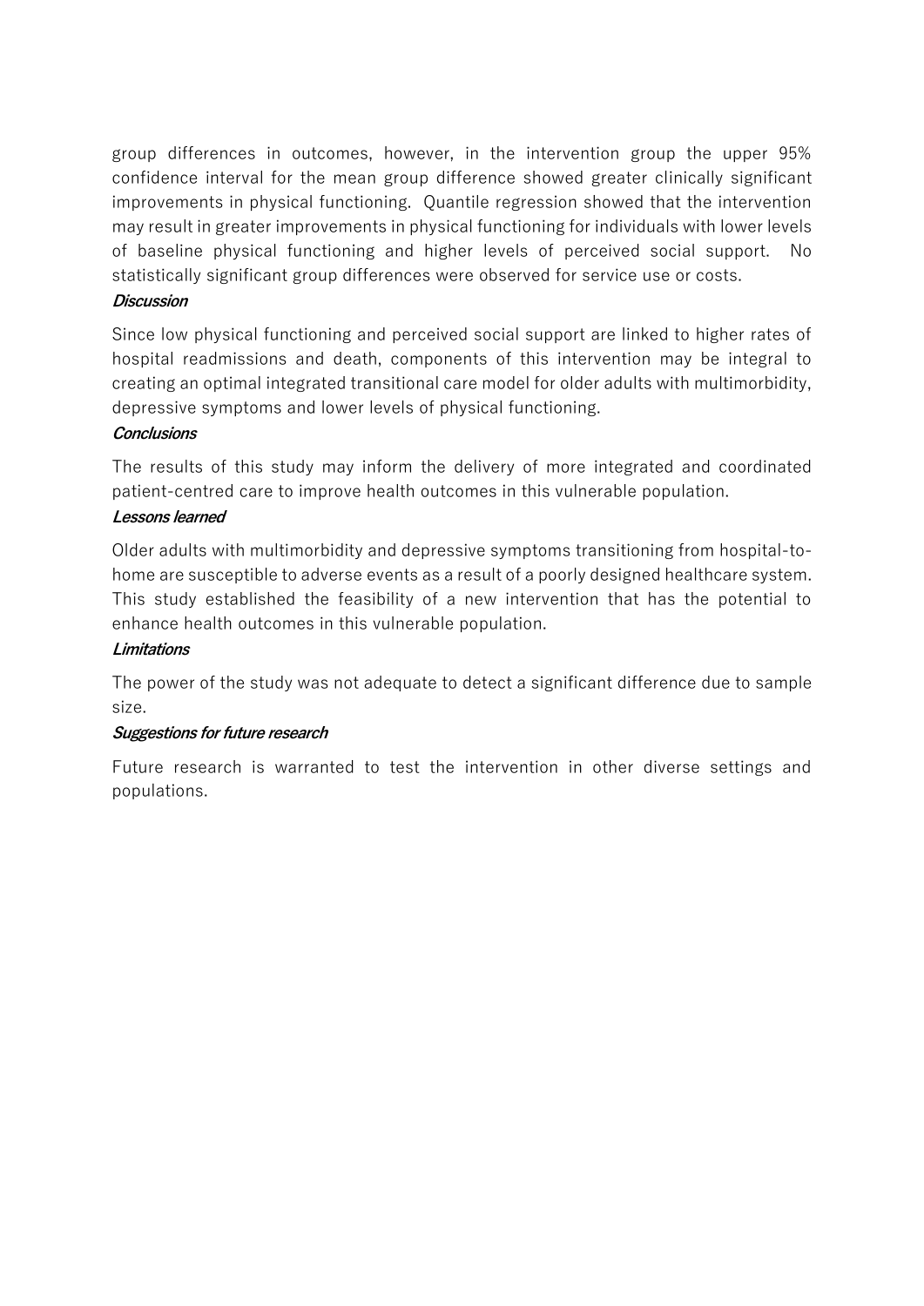group differences in outcomes, however, in the intervention group the upper 95% confidence interval for the mean group difference showed greater clinically significant improvements in physical functioning. Quantile regression showed that the intervention may result in greater improvements in physical functioning for individuals with lower levels of baseline physical functioning and higher levels of perceived social support. No statistically significant group differences were observed for service use or costs.

***Discussion***

Since low physical functioning and perceived social support are linked to higher rates of hospital readmissions and death, components of this intervention may be integral to creating an optimal integrated transitional care model for older adults with multimorbidity, depressive symptoms and lower levels of physical functioning.

***Conclusions***

The results of this study may inform the delivery of more integrated and coordinated patient-centred care to improve health outcomes in this vulnerable population.

***Lessons learned***

Older adults with multimorbidity and depressive symptoms transitioning from hospital-to-home are susceptible to adverse events as a result of a poorly designed healthcare system. This study established the feasibility of a new intervention that has the potential to enhance health outcomes in this vulnerable population.

***Limitations***

The power of the study was not adequate to detect a significant difference due to sample size.

***Suggestions for future research***

Future research is warranted to test the intervention in other diverse settings and populations.